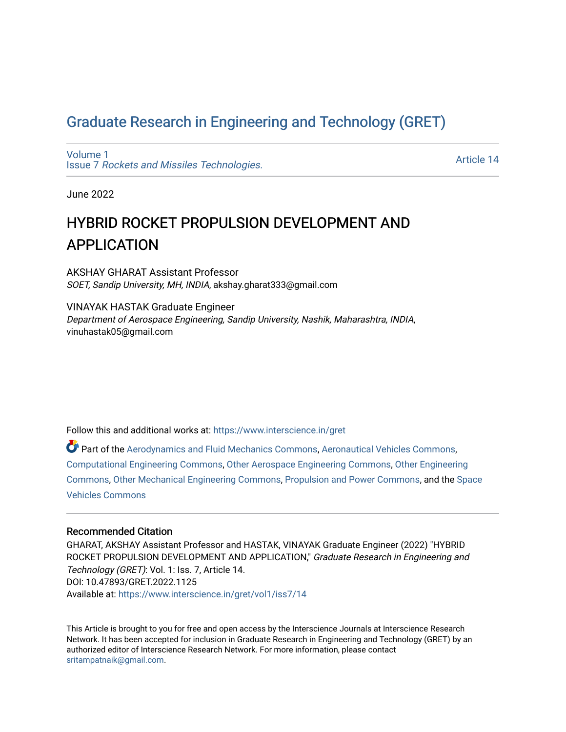# Graduate Research in Engineering and Technology (GRET)

Volume 1
Issue 7 *Rockets and Missiles Technologies.*

Article 14

June 2022

## HYBRID ROCKET PROPULSION DEVELOPMENT AND APPLICATION

AKSHAY GHARAT Assistant Professor
*SOET, Sandip University, MH, INDIA*, akshay.gharat333@gmail.com

VINAYAK HASTAK Graduate Engineer
*Department of Aerospace Engineering, Sandip University, Nashik, Maharashtra, INDIA*, vinuhastak05@gmail.com

Follow this and additional works at: https://www.interscience.in/gret

Part of the Aerodynamics and Fluid Mechanics Commons, Aeronautical Vehicles Commons, Computational Engineering Commons, Other Aerospace Engineering Commons, Other Engineering Commons, Other Mechanical Engineering Commons, Propulsion and Power Commons, and the Space Vehicles Commons

### Recommended Citation

GHARAT, AKSHAY Assistant Professor and HASTAK, VINAYAK Graduate Engineer (2022) "HYBRID ROCKET PROPULSION DEVELOPMENT AND APPLICATION," *Graduate Research in Engineering and Technology (GRET)*: Vol. 1: Iss. 7, Article 14.
DOI: 10.47893/GRET.2022.1125
Available at: https://www.interscience.in/gret/vol1/iss7/14

This Article is brought to you for free and open access by the Interscience Journals at Interscience Research Network. It has been accepted for inclusion in Graduate Research in Engineering and Technology (GRET) by an authorized editor of Interscience Research Network. For more information, please contact sritampatnaik@gmail.com.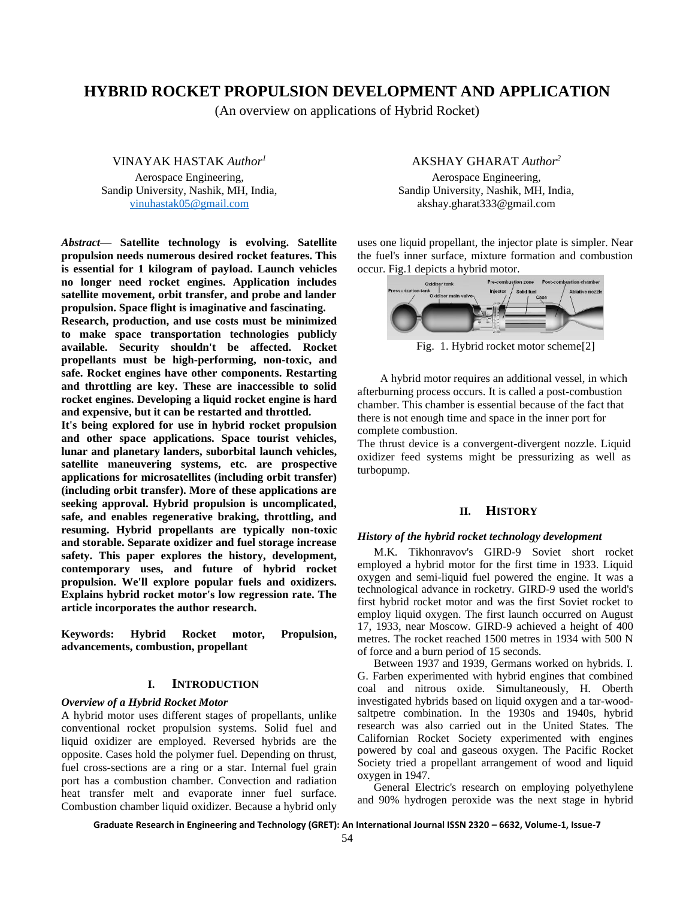# HYBRID ROCKET PROPULSION DEVELOPMENT AND APPLICATION

(An overview on applications of Hybrid Rocket)

VINAYAK HASTAK *Author*[1]
Aerospace Engineering,
Sandip University, Nashik, MH, India,
vinuhastak05@gmail.com

AKSHAY GHARAT *Author*[2]
Aerospace Engineering,
Sandip University, Nashik, MH, India,
akshay.gharat333@gmail.com

***Abstract*— Satellite technology is evolving. Satellite propulsion needs numerous desired rocket features. This is essential for 1 kilogram of payload. Launch vehicles no longer need rocket engines. Application includes satellite movement, orbit transfer, and probe and lander propulsion. Space flight is imaginative and fascinating. Research, production, and use costs must be minimized to make space transportation technologies publicly available. Security shouldn't be affected. Rocket propellants must be high-performing, non-toxic, and safe. Rocket engines have other components. Restarting and throttling are key. These are inaccessible to solid rocket engines. Developing a liquid rocket engine is hard and expensive, but it can be restarted and throttled. It's being explored for use in hybrid rocket propulsion and other space applications. Space tourist vehicles, lunar and planetary landers, suborbital launch vehicles, satellite maneuvering systems, etc. are prospective applications for microsatellites (including orbit transfer) (including orbit transfer). More of these applications are seeking approval. Hybrid propulsion is uncomplicated, safe, and enables regenerative braking, throttling, and resuming. Hybrid propellants are typically non-toxic and storable. Separate oxidizer and fuel storage increase safety. This paper explores the history, development, contemporary uses, and future of hybrid rocket propulsion. We'll explore popular fuels and oxidizers. Explains hybrid rocket motor's low regression rate. The article incorporates the author research.**

**Keywords: Hybrid Rocket motor, Propulsion, advancements, combustion, propellant**

## I. Introduction

### *Overview of a Hybrid Rocket Motor*

A hybrid motor uses different stages of propellants, unlike conventional rocket propulsion systems. Solid fuel and liquid oxidizer are employed. Reversed hybrids are the opposite. Cases hold the polymer fuel. Depending on thrust, fuel cross-sections are a ring or a star. Internal fuel grain port has a combustion chamber. Convection and radiation heat transfer melt and evaporate inner fuel surface. Combustion chamber liquid oxidizer. Because a hybrid only uses one liquid propellant, the injector plate is simpler. Near the fuel's inner surface, mixture formation and combustion occur. Fig.1 depicts a hybrid motor.

Fig. 1. Hybrid rocket motor scheme[2]

A hybrid motor requires an additional vessel, in which afterburning process occurs. It is called a post-combustion chamber. This chamber is essential because of the fact that there is not enough time and space in the inner port for complete combustion.

The thrust device is a convergent-divergent nozzle. Liquid oxidizer feed systems might be pressurizing as well as turbopump.

## II. History

### *History of the hybrid rocket technology development*

M.K. Tikhonravov's GIRD-9 Soviet short rocket employed a hybrid motor for the first time in 1933. Liquid oxygen and semi-liquid fuel powered the engine. It was a technological advance in rocketry. GIRD-9 used the world's first hybrid rocket motor and was the first Soviet rocket to employ liquid oxygen. The first launch occurred on August 17, 1933, near Moscow. GIRD-9 achieved a height of 400 metres. The rocket reached 1500 metres in 1934 with 500 N of force and a burn period of 15 seconds.

Between 1937 and 1939, Germans worked on hybrids. I. G. Farben experimented with hybrid engines that combined coal and nitrous oxide. Simultaneously, H. Oberth investigated hybrids based on liquid oxygen and a tar-wood-saltpetre combination. In the 1930s and 1940s, hybrid research was also carried out in the United States. The Californian Rocket Society experimented with engines powered by coal and gaseous oxygen. The Pacific Rocket Society tried a propellant arrangement of wood and liquid oxygen in 1947.

General Electric's research on employing polyethylene and 90% hydrogen peroxide was the next stage in hybrid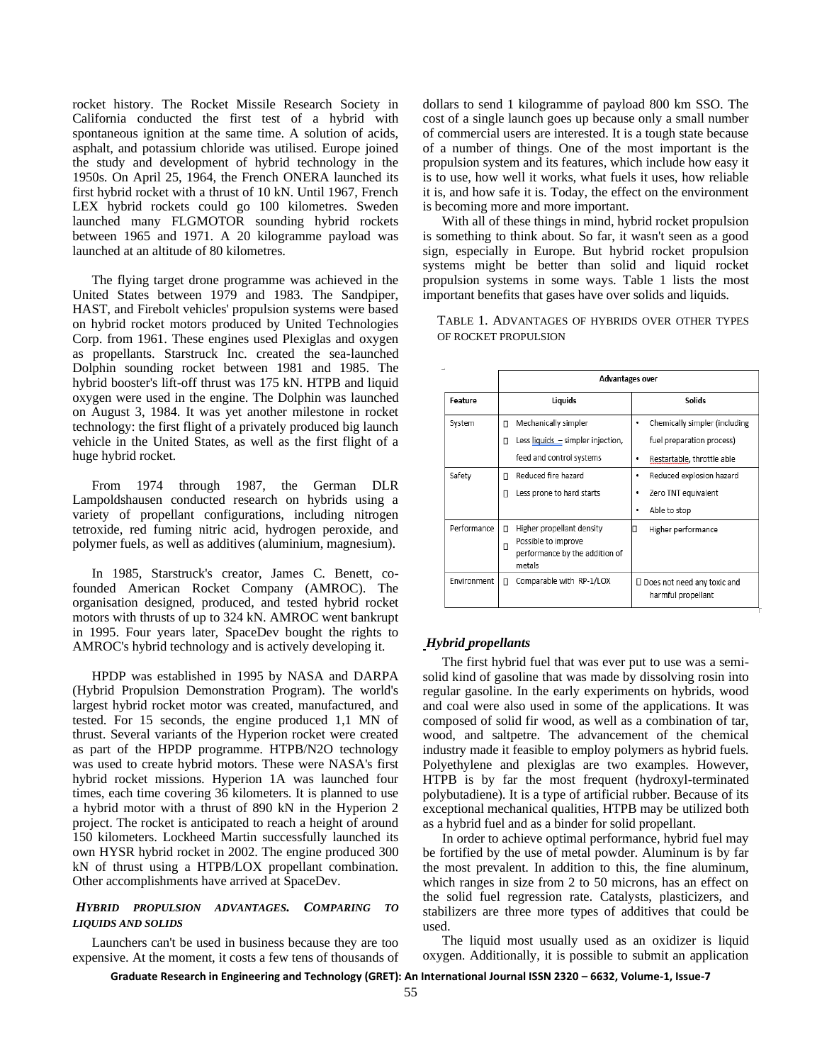rocket history. The Rocket Missile Research Society in California conducted the first test of a hybrid with spontaneous ignition at the same time. A solution of acids, asphalt, and potassium chloride was utilised. Europe joined the study and development of hybrid technology in the 1950s. On April 25, 1964, the French ONERA launched its first hybrid rocket with a thrust of 10 kN. Until 1967, French LEX hybrid rockets could go 100 kilometres. Sweden launched many FLGMOTOR sounding hybrid rockets between 1965 and 1971. A 20 kilogramme payload was launched at an altitude of 80 kilometres.

The flying target drone programme was achieved in the United States between 1979 and 1983. The Sandpiper, HAST, and Firebolt vehicles' propulsion systems were based on hybrid rocket motors produced by United Technologies Corp. from 1961. These engines used Plexiglas and oxygen as propellants. Starstruck Inc. created the sea-launched Dolphin sounding rocket between 1981 and 1985. The hybrid booster's lift-off thrust was 175 kN. HTPB and liquid oxygen were used in the engine. The Dolphin was launched on August 3, 1984. It was yet another milestone in rocket technology: the first flight of a privately produced big launch vehicle in the United States, as well as the first flight of a huge hybrid rocket.

From 1974 through 1987, the German DLR Lampoldshausen conducted research on hybrids using a variety of propellant configurations, including nitrogen tetroxide, red fuming nitric acid, hydrogen peroxide, and polymer fuels, as well as additives (aluminium, magnesium).

In 1985, Starstruck's creator, James C. Benett, co-founded American Rocket Company (AMROC). The organisation designed, produced, and tested hybrid rocket motors with thrusts of up to 324 kN. AMROC went bankrupt in 1995. Four years later, SpaceDev bought the rights to AMROC's hybrid technology and is actively developing it.

HPDP was established in 1995 by NASA and DARPA (Hybrid Propulsion Demonstration Program). The world's largest hybrid rocket motor was created, manufactured, and tested. For 15 seconds, the engine produced 1,1 MN of thrust. Several variants of the Hyperion rocket were created as part of the HPDP programme. HTPB/N2O technology was used to create hybrid motors. These were NASA's first hybrid rocket missions. Hyperion 1A was launched four times, each time covering 36 kilometers. It is planned to use a hybrid motor with a thrust of 890 kN in the Hyperion 2 project. The rocket is anticipated to reach a height of around 150 kilometers. Lockheed Martin successfully launched its own HYSR hybrid rocket in 2002. The engine produced 300 kN of thrust using a HTPB/LOX propellant combination. Other accomplishments have arrived at SpaceDev.

### *Hybrid propulsion advantages. Comparing to liquids and solids*

Launchers can't be used in business because they are too expensive. At the moment, it costs a few tens of thousands of dollars to send 1 kilogramme of payload 800 km SSO. The cost of a single launch goes up because only a small number of commercial users are interested. It is a tough state because of a number of things. One of the most important is the propulsion system and its features, which include how easy it is to use, how well it works, what fuels it uses, how reliable it is, and how safe it is. Today, the effect on the environment is becoming more and more important.

With all of these things in mind, hybrid rocket propulsion is something to think about. So far, it wasn't seen as a good sign, especially in Europe. But hybrid rocket propulsion systems might be better than solid and liquid rocket propulsion systems in some ways. Table 1 lists the most important benefits that gases have over solids and liquids.

TABLE 1. ADVANTAGES OF HYBRIDS OVER OTHER TYPES OF ROCKET PROPULSION

| Feature | Advantages over Liquids | Advantages over Solids |
|---|---|---|
| System | Mechanically simpler; Less liquids – simpler injection, feed and control systems | Chemically simpler (including fuel preparation process); Restartable, throttle able |
| Safety | Reduced fire hazard; Less prone to hard starts | Reduced explosion hazard; Zero TNT equivalent; Able to stop |
| Performance | Higher propellant density; Possible to improve performance by the addition of metals | Higher performance |
| Environment | Comparable with RP-1/LOX | Does not need any toxic and harmful propellant |

### *Hybrid propellants*

The first hybrid fuel that was ever put to use was a semi-solid kind of gasoline that was made by dissolving rosin into regular gasoline. In the early experiments on hybrids, wood and coal were also used in some of the applications. It was composed of solid fir wood, as well as a combination of tar, wood, and saltpetre. The advancement of the chemical industry made it feasible to employ polymers as hybrid fuels. Polyethylene and plexiglas are two examples. However, HTPB is by far the most frequent (hydroxyl-terminated polybutadiene). It is a type of artificial rubber. Because of its exceptional mechanical qualities, HTPB may be utilized both as a hybrid fuel and as a binder for solid propellant.

In order to achieve optimal performance, hybrid fuel may be fortified by the use of metal powder. Aluminum is by far the most prevalent. In addition to this, the fine aluminum, which ranges in size from 2 to 50 microns, has an effect on the solid fuel regression rate. Catalysts, plasticizers, and stabilizers are three more types of additives that could be used.

The liquid most usually used as an oxidizer is liquid oxygen. Additionally, it is possible to submit an application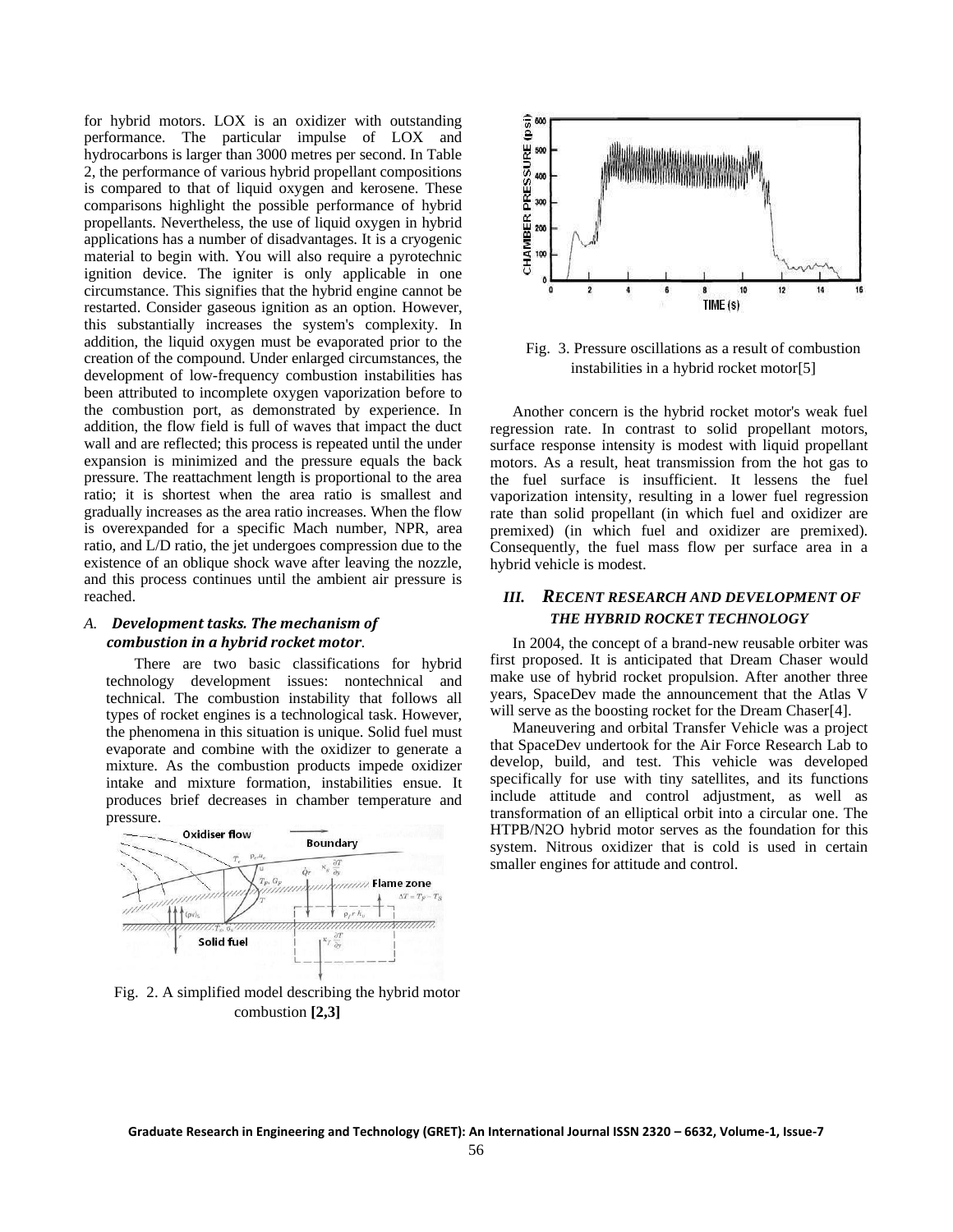for hybrid motors. LOX is an oxidizer with outstanding performance. The particular impulse of LOX and hydrocarbons is larger than 3000 metres per second. In Table 2, the performance of various hybrid propellant compositions is compared to that of liquid oxygen and kerosene. These comparisons highlight the possible performance of hybrid propellants. Nevertheless, the use of liquid oxygen in hybrid applications has a number of disadvantages. It is a cryogenic material to begin with. You will also require a pyrotechnic ignition device. The igniter is only applicable in one circumstance. This signifies that the hybrid engine cannot be restarted. Consider gaseous ignition as an option. However, this substantially increases the system's complexity. In addition, the liquid oxygen must be evaporated prior to the creation of the compound. Under enlarged circumstances, the development of low-frequency combustion instabilities has been attributed to incomplete oxygen vaporization before to the combustion port, as demonstrated by experience. In addition, the flow field is full of waves that impact the duct wall and are reflected; this process is repeated until the under expansion is minimized and the pressure equals the back pressure. The reattachment length is proportional to the area ratio; it is shortest when the area ratio is smallest and gradually increases as the area ratio increases. When the flow is overexpanded for a specific Mach number, NPR, area ratio, and L/D ratio, the jet undergoes compression due to the existence of an oblique shock wave after leaving the nozzle, and this process continues until the ambient air pressure is reached.

### *A. Development tasks. The mechanism of combustion in a hybrid rocket motor*.

There are two basic classifications for hybrid technology development issues: nontechnical and technical. The combustion instability that follows all types of rocket engines is a technological task. However, the phenomena in this situation is unique. Solid fuel must evaporate and combine with the oxidizer to generate a mixture. As the combustion products impede oxidizer intake and mixture formation, instabilities ensue. It produces brief decreases in chamber temperature and pressure.

Fig. 2. A simplified model describing the hybrid motor combustion **[2,3]**

Fig. 3. Pressure oscillations as a result of combustion instabilities in a hybrid rocket motor[5]

Another concern is the hybrid rocket motor's weak fuel regression rate. In contrast to solid propellant motors, surface response intensity is modest with liquid propellant motors. As a result, heat transmission from the hot gas to the fuel surface is insufficient. It lessens the fuel vaporization intensity, resulting in a lower fuel regression rate than solid propellant (in which fuel and oxidizer are premixed) (in which fuel and oxidizer are premixed). Consequently, the fuel mass flow per surface area in a hybrid vehicle is modest.

## *III. RECENT RESEARCH AND DEVELOPMENT OF THE HYBRID ROCKET TECHNOLOGY*

In 2004, the concept of a brand-new reusable orbiter was first proposed. It is anticipated that Dream Chaser would make use of hybrid rocket propulsion. After another three years, SpaceDev made the announcement that the Atlas V will serve as the boosting rocket for the Dream Chaser[4].

Maneuvering and orbital Transfer Vehicle was a project that SpaceDev undertook for the Air Force Research Lab to develop, build, and test. This vehicle was developed specifically for use with tiny satellites, and its functions include attitude and control adjustment, as well as transformation of an elliptical orbit into a circular one. The HTPB/N2O hybrid motor serves as the foundation for this system. Nitrous oxidizer that is cold is used in certain smaller engines for attitude and control.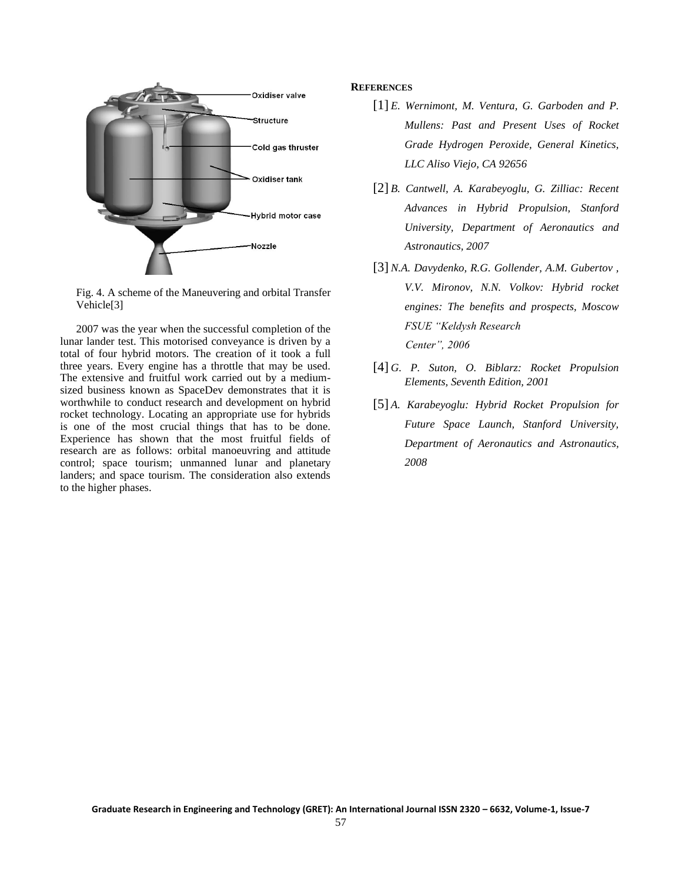Oxidiser valve

Structure

Cold gas thruster

Oxidiser tank

Hybrid motor case

Nozzle

Fig. 4. A scheme of the Maneuvering and orbital Transfer Vehicle[3]

2007 was the year when the successful completion of the lunar lander test. This motorised conveyance is driven by a total of four hybrid motors. The creation of it took a full three years. Every engine has a throttle that may be used. The extensive and fruitful work carried out by a medium-sized business known as SpaceDev demonstrates that it is worthwhile to conduct research and development on hybrid rocket technology. Locating an appropriate use for hybrids is one of the most crucial things that has to be done. Experience has shown that the most fruitful fields of research are as follows: orbital manoeuvring and attitude control; space tourism; unmanned lunar and planetary landers; and space tourism. The consideration also extends to the higher phases.

## REFERENCES

[1] *E. Wernimont, M. Ventura, G. Garboden and P. Mullens: Past and Present Uses of Rocket Grade Hydrogen Peroxide, General Kinetics, LLC Aliso Viejo, CA 92656*

[2] *B. Cantwell, A. Karabeyoglu, G. Zilliac: Recent Advances in Hybrid Propulsion, Stanford University, Department of Aeronautics and Astronautics, 2007*

[3] *N.A. Davydenko, R.G. Gollender, A.M. Gubertov , V.V. Mironov, N.N. Volkov: Hybrid rocket engines: The benefits and prospects, Moscow FSUE "Keldysh Research Center", 2006*

[4] *G. P. Suton, O. Biblarz: Rocket Propulsion Elements, Seventh Edition, 2001*

[5] *A. Karabeyoglu: Hybrid Rocket Propulsion for Future Space Launch, Stanford University, Department of Aeronautics and Astronautics, 2008*